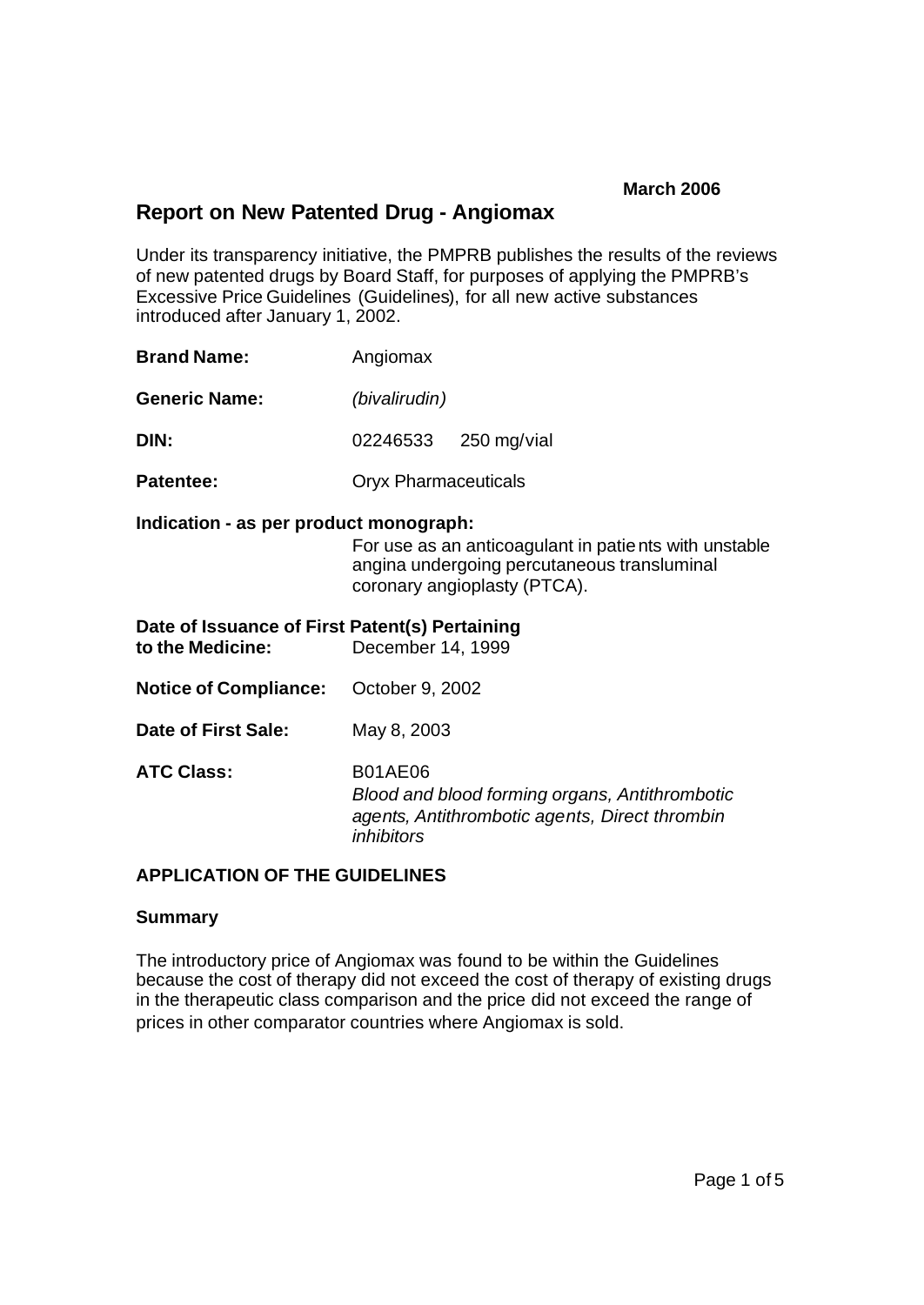**March 2006**

# Report on New Patented Drug - Angiomax

Under its transparency initiative, the PMPRB publishes the results of the reviews of new patented drugs by Board Staff, for purposes of applying the PMPRB's Excessive Price Guidelines (Guidelines), for all new active substances introduced after January 1, 2002.

**Brand Name:** Angiomax

**Generic Name:** *(bivalirudin)*

**DIN:** 02246533 250 mg/vial

**Patentee:** Oryx Pharmaceuticals

**Indication - as per product monograph:**
For use as an anticoagulant in patients with unstable angina undergoing percutaneous transluminal coronary angioplasty (PTCA).

**Date of Issuance of First Patent(s) Pertaining to the Medicine:** December 14, 1999

**Notice of Compliance:** October 9, 2002

**Date of First Sale:** May 8, 2003

**ATC Class:** B01AE06
*Blood and blood forming organs, Antithrombotic agents, Antithrombotic agents, Direct thrombin inhibitors*

## APPLICATION OF THE GUIDELINES

### Summary

The introductory price of Angiomax was found to be within the Guidelines because the cost of therapy did not exceed the cost of therapy of existing drugs in the therapeutic class comparison and the price did not exceed the range of prices in other comparator countries where Angiomax is sold.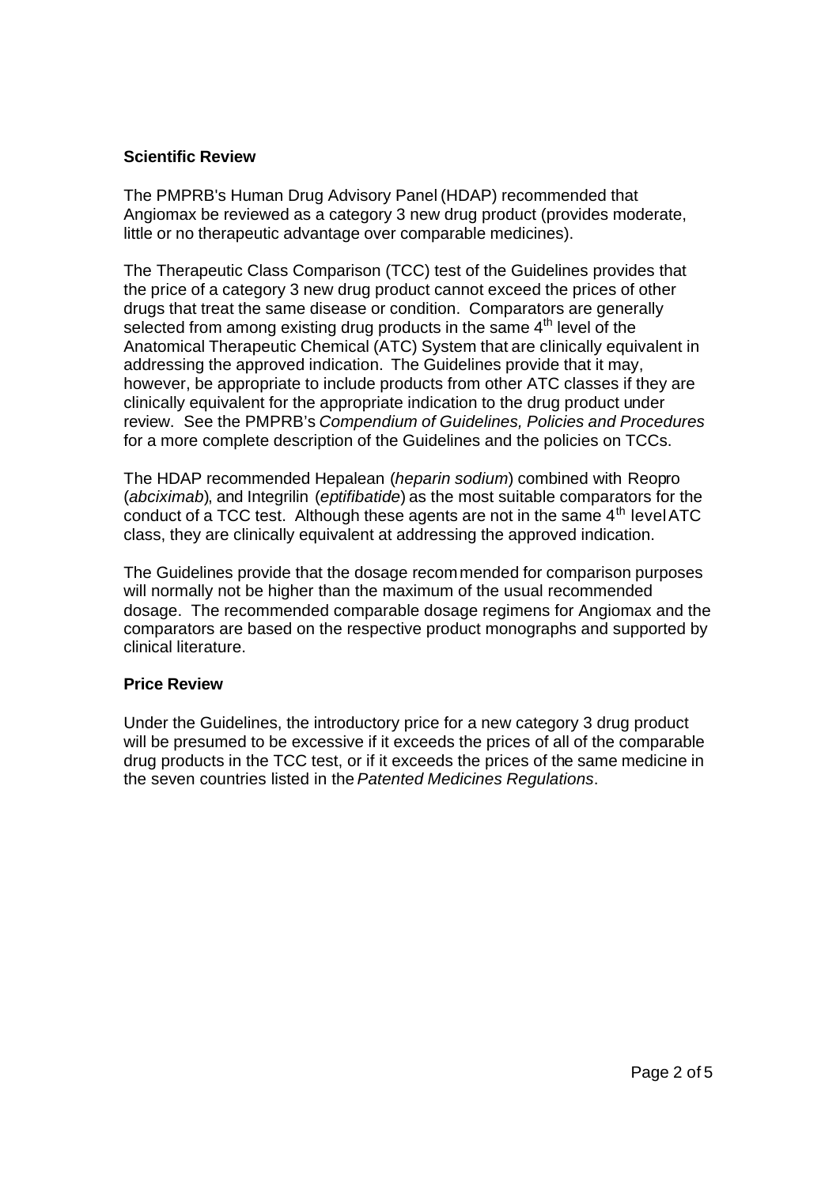**Scientific Review**

The PMPRB's Human Drug Advisory Panel (HDAP) recommended that Angiomax be reviewed as a category 3 new drug product (provides moderate, little or no therapeutic advantage over comparable medicines).

The Therapeutic Class Comparison (TCC) test of the Guidelines provides that the price of a category 3 new drug product cannot exceed the prices of other drugs that treat the same disease or condition. Comparators are generally selected from among existing drug products in the same 4th level of the Anatomical Therapeutic Chemical (ATC) System that are clinically equivalent in addressing the approved indication. The Guidelines provide that it may, however, be appropriate to include products from other ATC classes if they are clinically equivalent for the appropriate indication to the drug product under review. See the PMPRB's *Compendium of Guidelines, Policies and Procedures* for a more complete description of the Guidelines and the policies on TCCs.

The HDAP recommended Hepalean (*heparin sodium*) combined with Reopro (*abciximab*), and Integrilin (*eptifibatide*) as the most suitable comparators for the conduct of a TCC test. Although these agents are not in the same 4th level ATC class, they are clinically equivalent at addressing the approved indication.

The Guidelines provide that the dosage recommended for comparison purposes will normally not be higher than the maximum of the usual recommended dosage. The recommended comparable dosage regimens for Angiomax and the comparators are based on the respective product monographs and supported by clinical literature.

**Price Review**

Under the Guidelines, the introductory price for a new category 3 drug product will be presumed to be excessive if it exceeds the prices of all of the comparable drug products in the TCC test, or if it exceeds the prices of the same medicine in the seven countries listed in the *Patented Medicines Regulations*.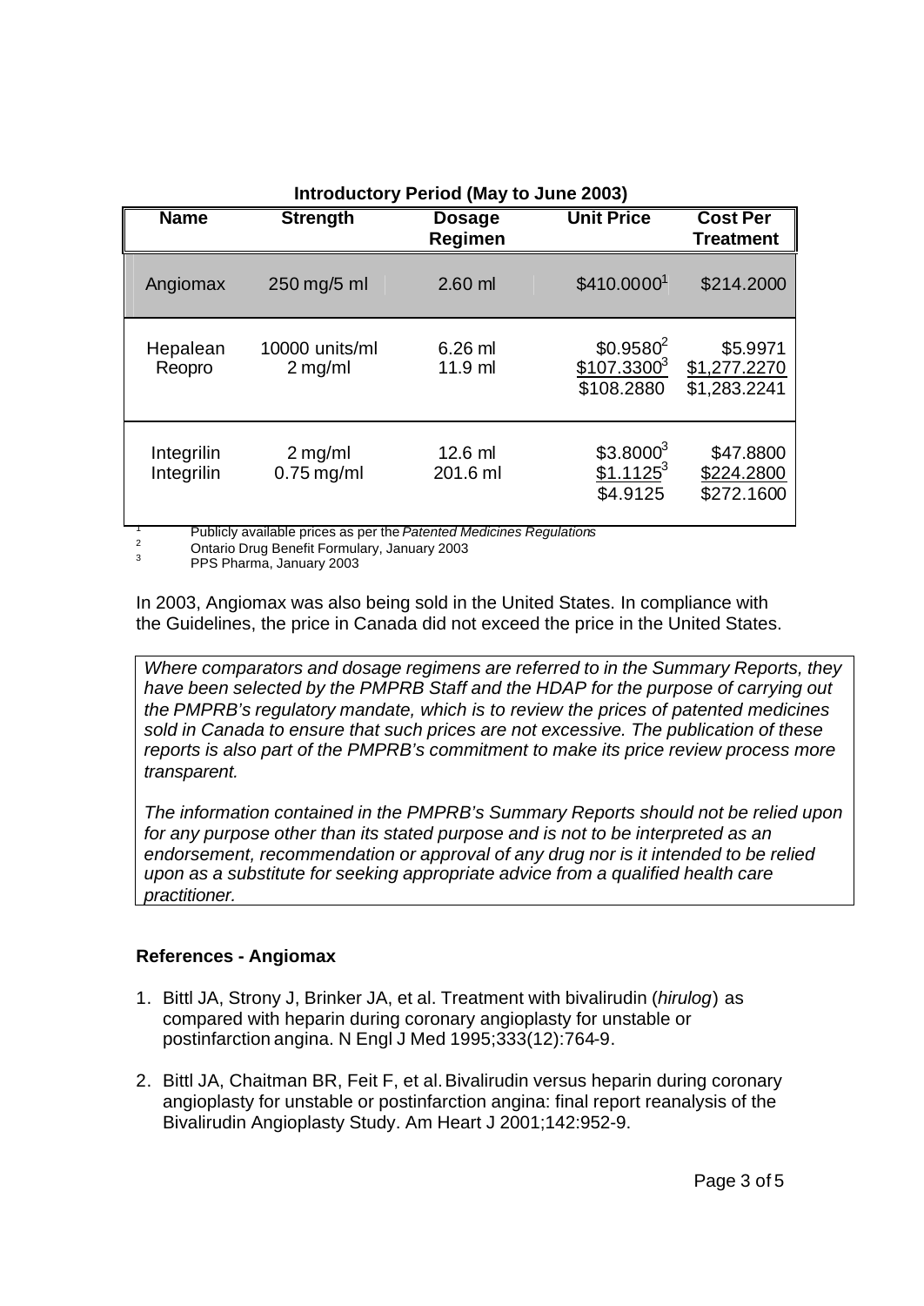**Introductory Period (May to June 2003)**

| Name | Strength | Dosage Regimen | Unit Price | Cost Per Treatment |
|---|---|---|---|---|
| Angiomax | 250 mg/5 ml | 2.60 ml | $410.0000[1] | $214.2000 |
| Hepalean | 10000 units/ml | 6.26 ml | $0.9580[2] | $5.9971 |
| Reopro | 2 mg/ml | 11.9 ml | $107.3300[3] | $1,277.2270 |
| | | | $108.2880 | $1,283.2241 |
| Integrilin | 2 mg/ml | 12.6 ml | $3.8000[3] | $47.8800 |
| Integrilin | 0.75 mg/ml | 201.6 ml | $1.1125[3] | $224.2800 |
| | | | $4.9125 | $272.1600 |

[1] Publicly available prices as per the *Patented Medicines Regulations*
[2] Ontario Drug Benefit Formulary, January 2003
[3] PPS Pharma, January 2003

In 2003, Angiomax was also being sold in the United States. In compliance with the Guidelines, the price in Canada did not exceed the price in the United States.

*Where comparators and dosage regimens are referred to in the Summary Reports, they have been selected by the PMPRB Staff and the HDAP for the purpose of carrying out the PMPRB's regulatory mandate, which is to review the prices of patented medicines sold in Canada to ensure that such prices are not excessive. The publication of these reports is also part of the PMPRB's commitment to make its price review process more transparent.*

*The information contained in the PMPRB's Summary Reports should not be relied upon for any purpose other than its stated purpose and is not to be interpreted as an endorsement, recommendation or approval of any drug nor is it intended to be relied upon as a substitute for seeking appropriate advice from a qualified health care practitioner.*

**References - Angiomax**

1. Bittl JA, Strony J, Brinker JA, et al. Treatment with bivalirudin (*hirulog*) as compared with heparin during coronary angioplasty for unstable or postinfarction angina. N Engl J Med 1995;333(12):764-9.

2. Bittl JA, Chaitman BR, Feit F, et al. Bivalirudin versus heparin during coronary angioplasty for unstable or postinfarction angina: final report reanalysis of the Bivalirudin Angioplasty Study. Am Heart J 2001;142:952-9.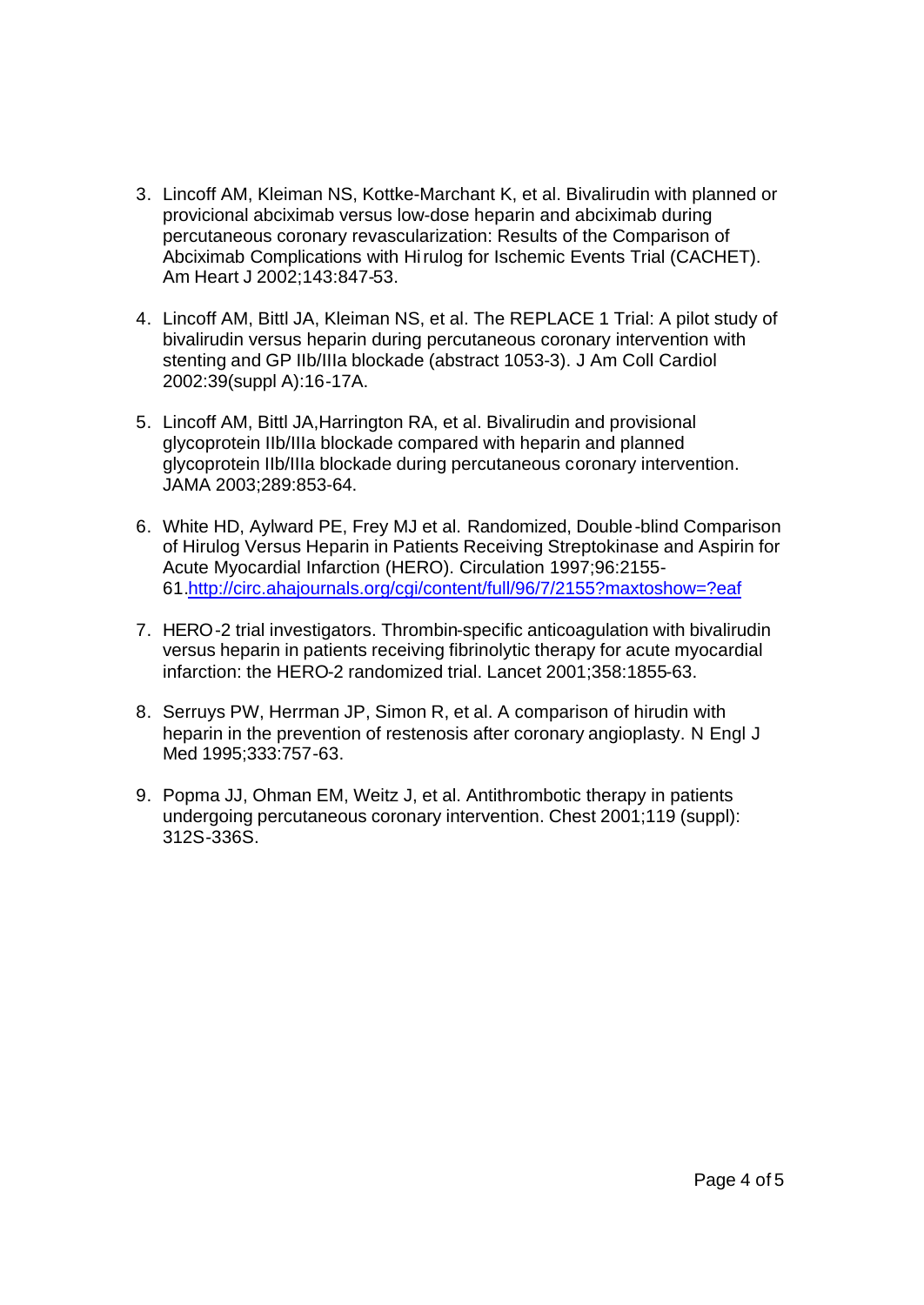3. Lincoff AM, Kleiman NS, Kottke-Marchant K, et al. Bivalirudin with planned or provicional abciximab versus low-dose heparin and abciximab during percutaneous coronary revascularization: Results of the Comparison of Abciximab Complications with Hirulog for Ischemic Events Trial (CACHET). Am Heart J 2002;143:847-53.

4. Lincoff AM, Bittl JA, Kleiman NS, et al. The REPLACE 1 Trial: A pilot study of bivalirudin versus heparin during percutaneous coronary intervention with stenting and GP IIb/IIIa blockade (abstract 1053-3). J Am Coll Cardiol 2002:39(suppl A):16-17A.

5. Lincoff AM, Bittl JA,Harrington RA, et al. Bivalirudin and provisional glycoprotein IIb/IIIa blockade compared with heparin and planned glycoprotein IIb/IIIa blockade during percutaneous coronary intervention. JAMA 2003;289:853-64.

6. White HD, Aylward PE, Frey MJ et al. Randomized, Double-blind Comparison of Hirulog Versus Heparin in Patients Receiving Streptokinase and Aspirin for Acute Myocardial Infarction (HERO). Circulation 1997;96:2155-61.http://circ.ahajournals.org/cgi/content/full/96/7/2155?maxtoshow=?eaf

7. HERO-2 trial investigators. Thrombin-specific anticoagulation with bivalirudin versus heparin in patients receiving fibrinolytic therapy for acute myocardial infarction: the HERO-2 randomized trial. Lancet 2001;358:1855-63.

8. Serruys PW, Herrman JP, Simon R, et al. A comparison of hirudin with heparin in the prevention of restenosis after coronary angioplasty. N Engl J Med 1995;333:757-63.

9. Popma JJ, Ohman EM, Weitz J, et al. Antithrombotic therapy in patients undergoing percutaneous coronary intervention. Chest 2001;119 (suppl): 312S-336S.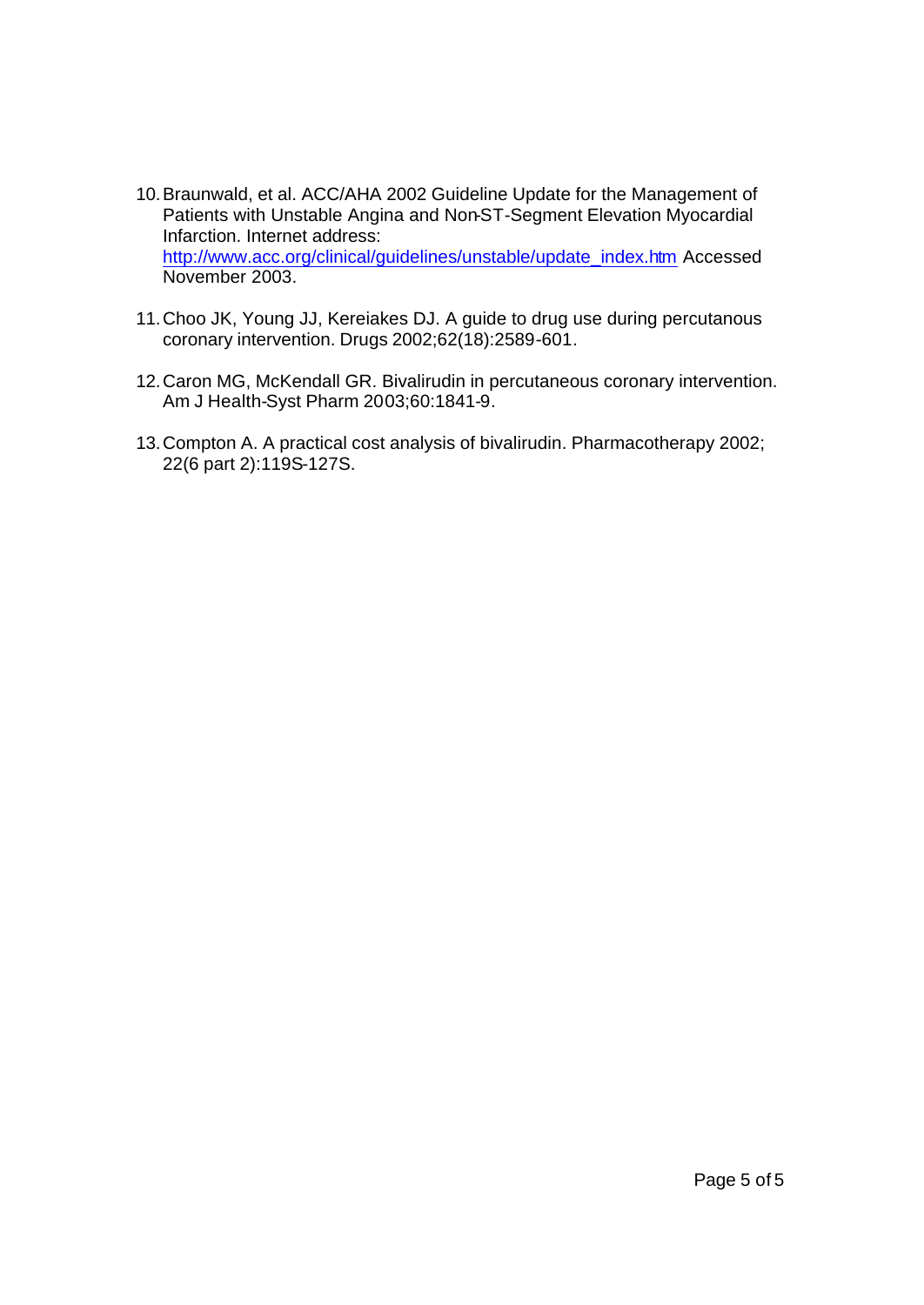10. Braunwald, et al. ACC/AHA 2002 Guideline Update for the Management of Patients with Unstable Angina and Non-ST-Segment Elevation Myocardial Infarction. Internet address: http://www.acc.org/clinical/guidelines/unstable/update_index.htm Accessed November 2003.

11. Choo JK, Young JJ, Kereiakes DJ. A guide to drug use during percutanous coronary intervention. Drugs 2002;62(18):2589-601.

12. Caron MG, McKendall GR. Bivalirudin in percutaneous coronary intervention. Am J Health-Syst Pharm 2003;60:1841-9.

13. Compton A. A practical cost analysis of bivalirudin. Pharmacotherapy 2002; 22(6 part 2):119S-127S.